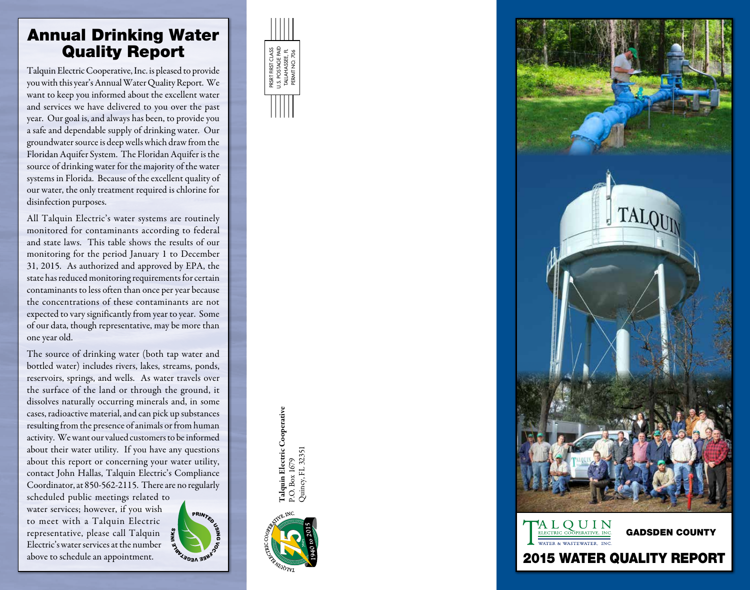# Annual Drinking Water Quality Report

Talquin Electric Cooperative, Inc. is pleased to provide you with this year's Annual Water Quality Report. We want to keep you informed about the excellent water and services we have delivered to you over the past year. Our goal is, and always has been, to provide you a safe and dependable supply of drinking water. Our groundwater source is deep wells which draw from the Floridan Aquifer System. The Floridan Aquifer is the source of drinking water for the majority of the water systems in Florida. Because of the excellent quality of our water, the only treatment required is chlorine for disinfection purposes.

All Talquin Electric's water systems are routinely monitored for contaminants according to federal and state laws. This table shows the results of our monitoring for the period January 1 to December 31, 2015. As authorized and approved by EPA, the state has reduced monitoring requirements for certain contaminants to less often than once per year because the concentrations of these contaminants are not expected to vary significantly from year to year. Some of our data, though representative, may be more than one year old.

The source of drinking water (both tap water and bottled water) includes rivers, lakes, streams, ponds, reservoirs, springs, and wells. As water travels over the surface of the land or through the ground, it dissolves naturally occurring minerals and, in some cases, radioactive material, and can pick up substances resulting from the presence of animals or from human activity. We want our valued customers to be informed about their water utility. If you have any questions about this report or concerning your water utility, contact John Hallas, Talquin Electric's Compliance Coordinator, at 850-562-2115. There are no regularly scheduled public meetings related to water services; however, if you wish to meet with a Talquin Electric representative, please call Talquin Electric's water services at the number above to schedule an appointment.

PRINTED USING VOC-FREE VEGETABLE INKS

PRSRT FIRST CLASS
U.S. POSTAGE PAID
TALLAHASSEE, FL
PERMIT NO. 706

**Talquin Electric Cooperative**
P.O. Box 1679
Quincy, FL 32351

TALQUIN ELECTRIC COOPERATIVE, INC. 75 Years 1940 to 2015

TALQUIN
ELECTRIC COOPERATIVE, INC.
WATER & WASTEWATER, INC.

**GADSDEN COUNTY**

# 2015 WATER QUALITY REPORT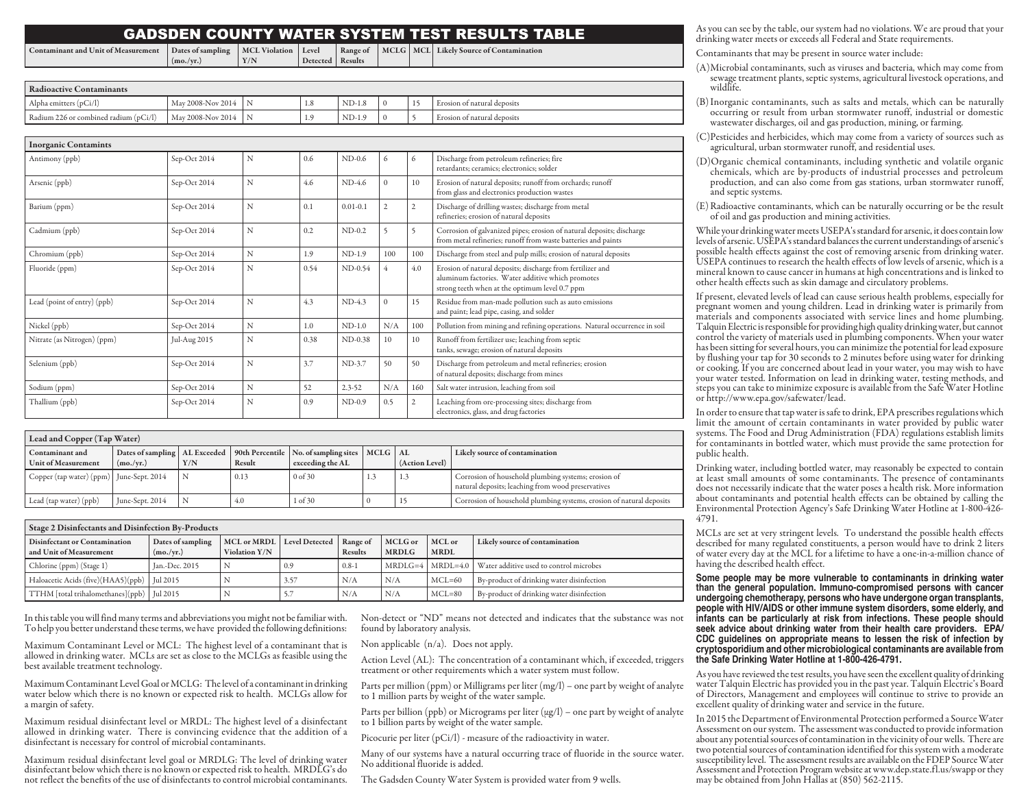# GADSDEN COUNTY WATER SYSTEM TEST RESULTS TABLE

| Contaminant and Unit of Measurement | Dates of sampling (mo./yr.) | MCL Violation Y/N | Level Detected | Range of Results | MCLG | MCL | Likely Source of Contamination |
|---|---|---|---|---|---|---|---|
| **Radioactive Contaminants** | | | | | | | |
| Alpha emitters (pCi/l) | May 2008-Nov 2014 | N | 1.8 | ND-1.8 | 0 | 15 | Erosion of natural deposits |
| Radium 226 or combined radium (pCi/l) | May 2008-Nov 2014 | N | 1.9 | ND-1.9 | 0 | 5 | Erosion of natural deposits |
| **Inorganic Contamints** | | | | | | | |
| Antimony (ppb) | Sep-Oct 2014 | N | 0.6 | ND-0.6 | 6 | 6 | Discharge from petroleum refineries; fire retardants; ceramics; electronics; solder |
| Arsenic (ppb) | Sep-Oct 2014 | N | 4.6 | ND-4.6 | 0 | 10 | Erosion of natural deposits; runoff from orchards; runoff from glass and electronics production wastes |
| Barium (ppm) | Sep-Oct 2014 | N | 0.1 | 0.01-0.1 | 2 | 2 | Discharge of drilling wastes; discharge from metal refineries; erosion of natural deposits |
| Cadmium (ppb) | Sep-Oct 2014 | N | 0.2 | ND-0.2 | 5 | 5 | Corrosion of galvanized pipes; erosion of natural deposits; discharge from metal refineries; runoff from waste batteries and paints |
| Chromium (ppb) | Sep-Oct 2014 | N | 1.9 | ND-1.9 | 100 | 100 | Discharge from steel and pulp mills; erosion of natural deposits |
| Fluoride (ppm) | Sep-Oct 2014 | N | 0.54 | ND-0.54 | 4 | 4.0 | Erosion of natural deposits; discharge from fertilizer and aluminum factories. Water additive which promotes strong teeth when at the optimum level 0.7 ppm |
| Lead (point of entry) (ppb) | Sep-Oct 2014 | N | 4.3 | ND-4.3 | 0 | 15 | Residue from man-made pollution such as auto emissions and paint; lead pipe, casing, and solder |
| Nickel (ppb) | Sep-Oct 2014 | N | 1.0 | ND-1.0 | N/A | 100 | Pollution from mining and refining operations. Natural occurrence in soil |
| Nitrate (as Nitrogen) (ppm) | Jul-Aug 2015 | N | 0.38 | ND-0.38 | 10 | 10 | Runoff from fertilizer use; leaching from septic tanks, sewage; erosion of natural deposits |
| Selenium (ppb) | Sep-Oct 2014 | N | 3.7 | ND-3.7 | 50 | 50 | Discharge from petroleum and metal refineries; erosion of natural deposits; discharge from mines |
| Sodium (ppm) | Sep-Oct 2014 | N | 52 | 2.3-52 | N/A | 160 | Salt water intrusion, leaching from soil |
| Thallium (ppb) | Sep-Oct 2014 | N | 0.9 | ND-0.9 | 0.5 | 2 | Leaching from ore-processing sites; discharge from electronics, glass, and drug factories |

**Lead and Copper (Tap Water)**

| Contaminant and Unit of Measurement | Dates of sampling (mo./yr.) | AL Exceeded Y/N | 90th Percentile Result | No. of sampling sites exceeding the AL | MCLG | AL (Action Level) | Likely source of contamination |
|---|---|---|---|---|---|---|---|
| Copper (tap water) (ppm) | June-Sept. 2014 | N | 0.13 | 0 of 30 | 1.3 | 1.3 | Corrosion of household plumbing systems; erosion of natural deposits; leaching from wood preservatives |
| Lead (tap water) (ppb) | June-Sept. 2014 | N | 4.0 | 1 of 30 | 0 | 15 | Corrosion of household plumbing systems, erosion of natural deposits |

**Stage 2 Disinfectants and Disinfection By-Products**

| Disinfectant or Contamination and Unit of Measurement | Dates of sampling (mo./yr.) | MCL or MRDL Violation Y/N | Level Detected | Range of Results | MCLG or MRDLG | MCL or MRDL | Likely source of contamination |
|---|---|---|---|---|---|---|---|
| Chlorine (ppm) (Stage 1) | Jan.-Dec. 2015 | N | 0.9 | 0.8-1 | MRDLG=4 | MRDL=4.0 | Water additive used to control microbes |
| Haloacetic Acids (five)(HAA5)(ppb) | Jul 2015 | N | 3.57 | N/A | N/A | MCL=60 | By-product of drinking water disinfection |
| TTHM [total trihalomethanes](ppb) | Jul 2015 | N | 5.7 | N/A | N/A | MCL=80 | By-product of drinking water disinfection |

In this table you will find many terms and abbreviations you might not be familiar with. To help you better understand these terms, we have provided the following definitions:

Maximum Contaminant Level or MCL: The highest level of a contaminant that is allowed in drinking water. MCLs are set as close to the MCLGs as feasible using the best available treatment technology.

Maximum Contaminant Level Goal or MCLG: The level of a contaminant in drinking water below which there is no known or expected risk to health. MCLGs allow for a margin of safety.

Maximum residual disinfectant level or MRDL: The highest level of a disinfectant allowed in drinking water. There is convincing evidence that the addition of a disinfectant is necessary for control of microbial contaminants.

Maximum residual disinfectant level goal or MRDLG: The level of drinking water disinfectant below which there is no known or expected risk to health. MRDLG's do not reflect the benefits of the use of disinfectants to control microbial contaminants.

Non-detect or "ND" means not detected and indicates that the substance was not found by laboratory analysis.

Non applicable (n/a). Does not apply.

Action Level (AL): The concentration of a contaminant which, if exceeded, triggers treatment or other requirements which a water system must follow.

Parts per million (ppm) or Milligrams per liter (mg/l) – one part by weight of analyte to 1 million parts by weight of the water sample.

Parts per billion (ppb) or Micrograms per liter (µg/l) – one part by weight of analyte to 1 billion parts by weight of the water sample.

Picocurie per liter (pCi/l) - measure of the radioactivity in water.

Many of our systems have a natural occurring trace of fluoride in the source water. No additional fluoride is added.

The Gadsden County Water System is provided water from 9 wells.

As you can see by the table, our system had no violations. We are proud that your drinking water meets or exceeds all Federal and State requirements.

Contaminants that may be present in source water include:

(A) Microbial contaminants, such as viruses and bacteria, which may come from sewage treatment plants, septic systems, agricultural livestock operations, and wildlife.

(B) Inorganic contaminants, such as salts and metals, which can be naturally occurring or result from urban stormwater runoff, industrial or domestic wastewater discharges, oil and gas production, mining, or farming.

(C) Pesticides and herbicides, which may come from a variety of sources such as agricultural, urban stormwater runoff, and residential uses.

(D) Organic chemical contaminants, including synthetic and volatile organic chemicals, which are by-products of industrial processes and petroleum production, and can also come from gas stations, urban stormwater runoff, and septic systems.

(E) Radioactive contaminants, which can be naturally occurring or be the result of oil and gas production and mining activities.

While your drinking water meets USEPA's standard for arsenic, it does contain low levels of arsenic. USEPA's standard balances the current understandings of arsenic's possible health effects against the cost of removing arsenic from drinking water. USEPA continues to research the health effects of low levels of arsenic, which is a mineral known to cause cancer in humans at high concentrations and is linked to other health effects such as skin damage and circulatory problems.

If present, elevated levels of lead can cause serious health problems, especially for pregnant women and young children. Lead in drinking water is primarily from materials and components associated with service lines and home plumbing. Talquin Electric is responsible for providing high quality drinking water, but cannot control the variety of materials used in plumbing components. When your water has been sitting for several hours, you can minimize the potential for lead exposure by flushing your tap for 30 seconds to 2 minutes before using water for drinking or cooking. If you are concerned about lead in your water, you may wish to have your water tested. Information on lead in drinking water, testing methods, and steps you can take to minimize exposure is available from the Safe Water Hotline or http://www.epa.gov/safewater/lead.

In order to ensure that tap water is safe to drink, EPA prescribes regulations which limit the amount of certain contaminants in water provided by public water systems. The Food and Drug Administration (FDA) regulations establish limits for contaminants in bottled water, which must provide the same protection for public health.

Drinking water, including bottled water, may reasonably be expected to contain at least small amounts of some contaminants. The presence of contaminants does not necessarily indicate that the water poses a health risk. More information about contaminants and potential health effects can be obtained by calling the Environmental Protection Agency's Safe Drinking Water Hotline at 1-800-426-4791.

MCLs are set at very stringent levels. To understand the possible health effects described for many regulated constituents, a person would have to drink 2 liters of water every day at the MCL for a lifetime to have a one-in-a-million chance of having the described health effect.

**Some people may be more vulnerable to contaminants in drinking water than the general population. Immuno-compromised persons with cancer undergoing chemotherapy, persons who have undergone organ transplants, people with HIV/AIDS or other immune system disorders, some elderly, and infants can be particularly at risk from infections. These people should seek advice about drinking water from their health care providers. EPA/CDC guidelines on appropriate means to lessen the risk of infection by cryptosporidium and other microbiological contaminants are available from the Safe Drinking Water Hotline at 1-800-426-4791.**

As you have reviewed the test results, you have seen the excellent quality of drinking water Talquin Electric has provided you in the past year. Talquin Electric's Board of Directors, Management and employees will continue to strive to provide an excellent quality of drinking water and service in the future.

In 2015 the Department of Environmental Protection performed a Source Water Assessment on our system. The assessment was conducted to provide information about any potential sources of contamination in the vicinity of our wells. There are two potential sources of contamination identified for this system with a moderate susceptibility level. The assessment results are available on the FDEP Source Water Assessment and Protection Program website at www.dep.state.fl.us/swapp or they may be obtained from John Hallas at (850) 562-2115.